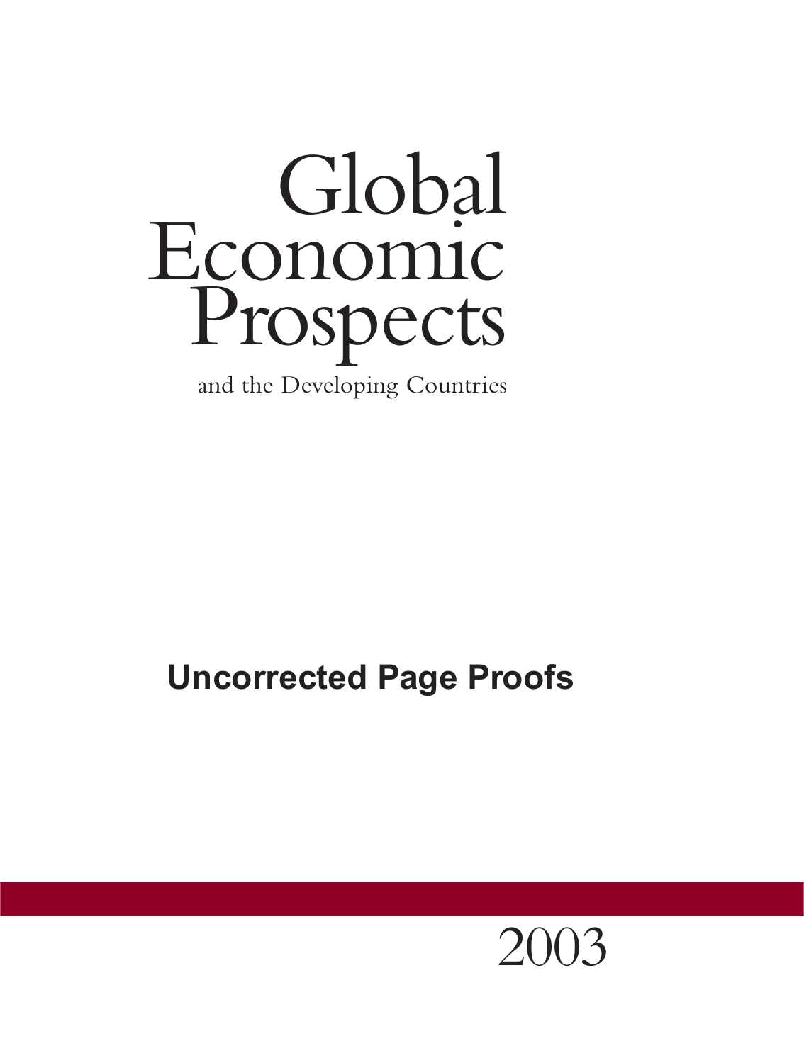# Global Economic Prospects

and the Developing Countries

**Uncorrected Page Proofs**

2003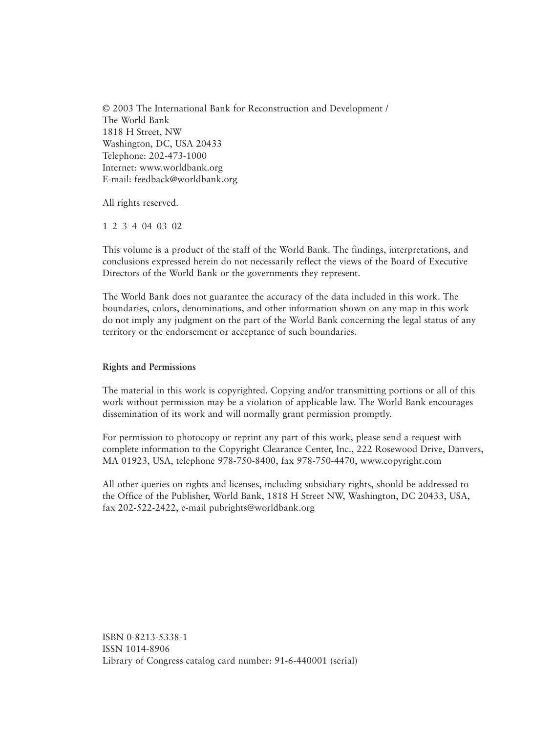© 2003 The International Bank for Reconstruction and Development /
The World Bank
1818 H Street, NW
Washington, DC, USA 20433
Telephone: 202-473-1000
Internet: www.worldbank.org
E-mail: feedback@worldbank.org

All rights reserved.

1 2 3 4 04 03 02

This volume is a product of the staff of the World Bank. The findings, interpretations, and conclusions expressed herein do not necessarily reflect the views of the Board of Executive Directors of the World Bank or the governments they represent.

The World Bank does not guarantee the accuracy of the data included in this work. The boundaries, colors, denominations, and other information shown on any map in this work do not imply any judgment on the part of the World Bank concerning the legal status of any territory or the endorsement or acceptance of such boundaries.

**Rights and Permissions**

The material in this work is copyrighted. Copying and/or transmitting portions or all of this work without permission may be a violation of applicable law. The World Bank encourages dissemination of its work and will normally grant permission promptly.

For permission to photocopy or reprint any part of this work, please send a request with complete information to the Copyright Clearance Center, Inc., 222 Rosewood Drive, Danvers, MA 01923, USA, telephone 978-750-8400, fax 978-750-4470, www.copyright.com

All other queries on rights and licenses, including subsidiary rights, should be addressed to the Office of the Publisher, World Bank, 1818 H Street NW, Washington, DC 20433, USA, fax 202-522-2422, e-mail pubrights@worldbank.org

ISBN 0-8213-5338-1
ISSN 1014-8906
Library of Congress catalog card number: 91-6-440001 (serial)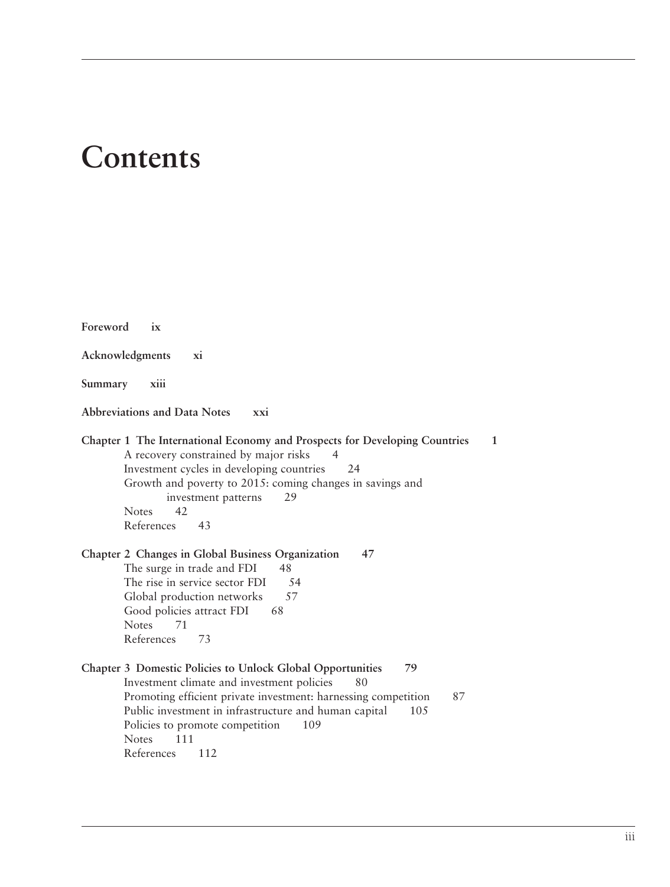# Contents

**Foreword ix**

**Acknowledgments xi**

**Summary xiii**

**Abbreviations and Data Notes xxi**

**Chapter 1 The International Economy and Prospects for Developing Countries 1**

- A recovery constrained by major risks 4
- Investment cycles in developing countries 24
- Growth and poverty to 2015: coming changes in savings and investment patterns 29
- Notes 42
- References 43

**Chapter 2 Changes in Global Business Organization 47**

- The surge in trade and FDI 48
- The rise in service sector FDI 54
- Global production networks 57
- Good policies attract FDI 68
- Notes 71
- References 73

**Chapter 3 Domestic Policies to Unlock Global Opportunities 79**

- Investment climate and investment policies 80
- Promoting efficient private investment: harnessing competition 87
- Public investment in infrastructure and human capital 105
- Policies to promote competition 109
- Notes 111
- References 112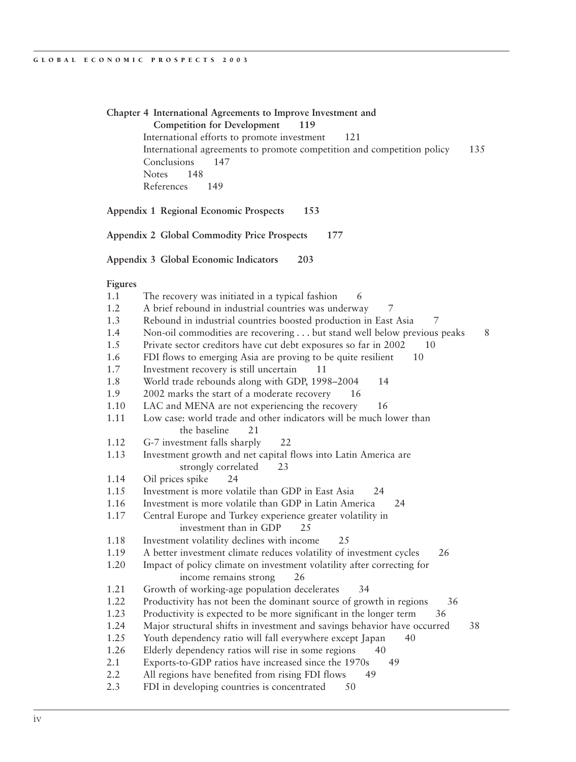**Chapter 4 International Agreements to Improve Investment and Competition for Development 119**

International efforts to promote investment 121
International agreements to promote competition and competition policy 135
Conclusions 147
Notes 148
References 149

**Appendix 1 Regional Economic Prospects 153**

**Appendix 2 Global Commodity Price Prospects 177**

**Appendix 3 Global Economic Indicators 203**

**Figures**

1.1 The recovery was initiated in a typical fashion 6
1.2 A brief rebound in industrial countries was underway 7
1.3 Rebound in industrial countries boosted production in East Asia 7
1.4 Non-oil commodities are recovering . . . but stand well below previous peaks 8
1.5 Private sector creditors have cut debt exposures so far in 2002 10
1.6 FDI flows to emerging Asia are proving to be quite resilient 10
1.7 Investment recovery is still uncertain 11
1.8 World trade rebounds along with GDP, 1998–2004 14
1.9 2002 marks the start of a moderate recovery 16
1.10 LAC and MENA are not experiencing the recovery 16
1.11 Low case: world trade and other indicators will be much lower than the baseline 21
1.12 G-7 investment falls sharply 22
1.13 Investment growth and net capital flows into Latin America are strongly correlated 23
1.14 Oil prices spike 24
1.15 Investment is more volatile than GDP in East Asia 24
1.16 Investment is more volatile than GDP in Latin America 24
1.17 Central Europe and Turkey experience greater volatility in investment than in GDP 25
1.18 Investment volatility declines with income 25
1.19 A better investment climate reduces volatility of investment cycles 26
1.20 Impact of policy climate on investment volatility after correcting for income remains strong 26
1.21 Growth of working-age population decelerates 34
1.22 Productivity has not been the dominant source of growth in regions 36
1.23 Productivity is expected to be more significant in the longer term 36
1.24 Major structural shifts in investment and savings behavior have occurred 38
1.25 Youth dependency ratio will fall everywhere except Japan 40
1.26 Elderly dependency ratios will rise in some regions 40
2.1 Exports-to-GDP ratios have increased since the 1970s 49
2.2 All regions have benefited from rising FDI flows 49
2.3 FDI in developing countries is concentrated 50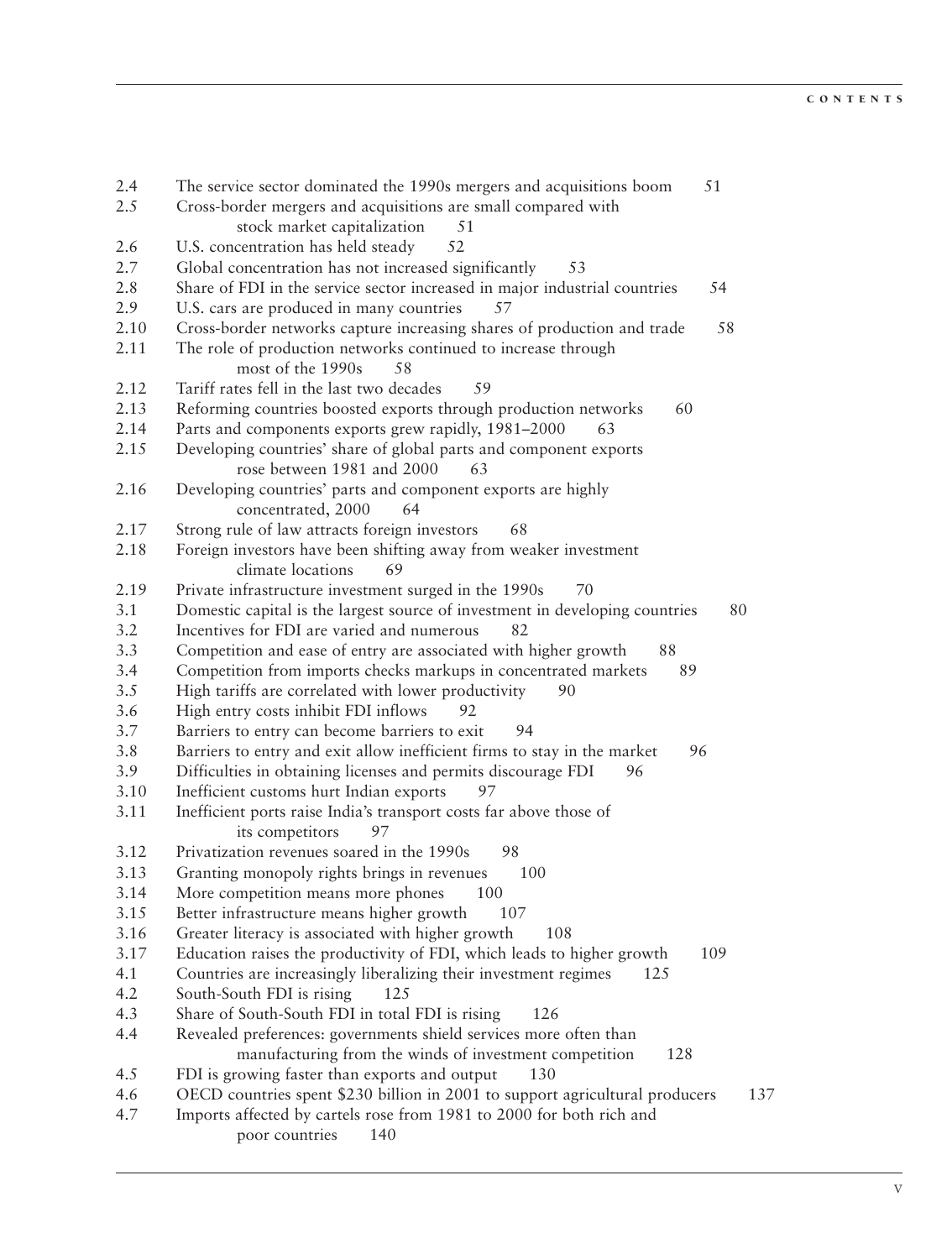2.4 The service sector dominated the 1990s mergers and acquisitions boom 51
2.5 Cross-border mergers and acquisitions are small compared with stock market capitalization 51
2.6 U.S. concentration has held steady 52
2.7 Global concentration has not increased significantly 53
2.8 Share of FDI in the service sector increased in major industrial countries 54
2.9 U.S. cars are produced in many countries 57
2.10 Cross-border networks capture increasing shares of production and trade 58
2.11 The role of production networks continued to increase through most of the 1990s 58
2.12 Tariff rates fell in the last two decades 59
2.13 Reforming countries boosted exports through production networks 60
2.14 Parts and components exports grew rapidly, 1981–2000 63
2.15 Developing countries' share of global parts and component exports rose between 1981 and 2000 63
2.16 Developing countries' parts and component exports are highly concentrated, 2000 64
2.17 Strong rule of law attracts foreign investors 68
2.18 Foreign investors have been shifting away from weaker investment climate locations 69
2.19 Private infrastructure investment surged in the 1990s 70
3.1 Domestic capital is the largest source of investment in developing countries 80
3.2 Incentives for FDI are varied and numerous 82
3.3 Competition and ease of entry are associated with higher growth 88
3.4 Competition from imports checks markups in concentrated markets 89
3.5 High tariffs are correlated with lower productivity 90
3.6 High entry costs inhibit FDI inflows 92
3.7 Barriers to entry can become barriers to exit 94
3.8 Barriers to entry and exit allow inefficient firms to stay in the market 96
3.9 Difficulties in obtaining licenses and permits discourage FDI 96
3.10 Inefficient customs hurt Indian exports 97
3.11 Inefficient ports raise India's transport costs far above those of its competitors 97
3.12 Privatization revenues soared in the 1990s 98
3.13 Granting monopoly rights brings in revenues 100
3.14 More competition means more phones 100
3.15 Better infrastructure means higher growth 107
3.16 Greater literacy is associated with higher growth 108
3.17 Education raises the productivity of FDI, which leads to higher growth 109
4.1 Countries are increasingly liberalizing their investment regimes 125
4.2 South-South FDI is rising 125
4.3 Share of South-South FDI in total FDI is rising 126
4.4 Revealed preferences: governments shield services more often than manufacturing from the winds of investment competition 128
4.5 FDI is growing faster than exports and output 130
4.6 OECD countries spent $230 billion in 2001 to support agricultural producers 137
4.7 Imports affected by cartels rose from 1981 to 2000 for both rich and poor countries 140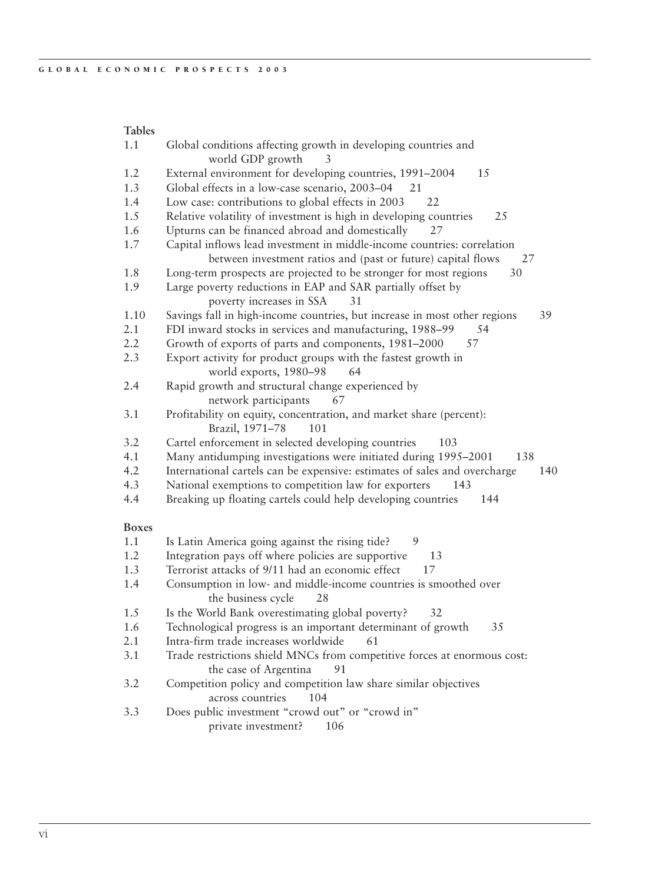**Tables**

| | | |
|---|---|---|
| 1.1 | Global conditions affecting growth in developing countries and world GDP growth | 3 |
| 1.2 | External environment for developing countries, 1991–2004 | 15 |
| 1.3 | Global effects in a low-case scenario, 2003–04 | 21 |
| 1.4 | Low case: contributions to global effects in 2003 | 22 |
| 1.5 | Relative volatility of investment is high in developing countries | 25 |
| 1.6 | Upturns can be financed abroad and domestically | 27 |
| 1.7 | Capital inflows lead investment in middle-income countries: correlation between investment ratios and (past or future) capital flows | 27 |
| 1.8 | Long-term prospects are projected to be stronger for most regions | 30 |
| 1.9 | Large poverty reductions in EAP and SAR partially offset by poverty increases in SSA | 31 |
| 1.10 | Savings fall in high-income countries, but increase in most other regions | 39 |
| 2.1 | FDI inward stocks in services and manufacturing, 1988–99 | 54 |
| 2.2 | Growth of exports of parts and components, 1981–2000 | 57 |
| 2.3 | Export activity for product groups with the fastest growth in world exports, 1980–98 | 64 |
| 2.4 | Rapid growth and structural change experienced by network participants | 67 |
| 3.1 | Profitability on equity, concentration, and market share (percent): Brazil, 1971–78 | 101 |
| 3.2 | Cartel enforcement in selected developing countries | 103 |
| 4.1 | Many antidumping investigations were initiated during 1995–2001 | 138 |
| 4.2 | International cartels can be expensive: estimates of sales and overcharge | 140 |
| 4.3 | National exemptions to competition law for exporters | 143 |
| 4.4 | Breaking up floating cartels could help developing countries | 144 |

**Boxes**

| | | |
|---|---|---|
| 1.1 | Is Latin America going against the rising tide? | 9 |
| 1.2 | Integration pays off where policies are supportive | 13 |
| 1.3 | Terrorist attacks of 9/11 had an economic effect | 17 |
| 1.4 | Consumption in low- and middle-income countries is smoothed over the business cycle | 28 |
| 1.5 | Is the World Bank overestimating global poverty? | 32 |
| 1.6 | Technological progress is an important determinant of growth | 35 |
| 2.1 | Intra-firm trade increases worldwide | 61 |
| 3.1 | Trade restrictions shield MNCs from competitive forces at enormous cost: the case of Argentina | 91 |
| 3.2 | Competition policy and competition law share similar objectives across countries | 104 |
| 3.3 | Does public investment "crowd out" or "crowd in" private investment? | 106 |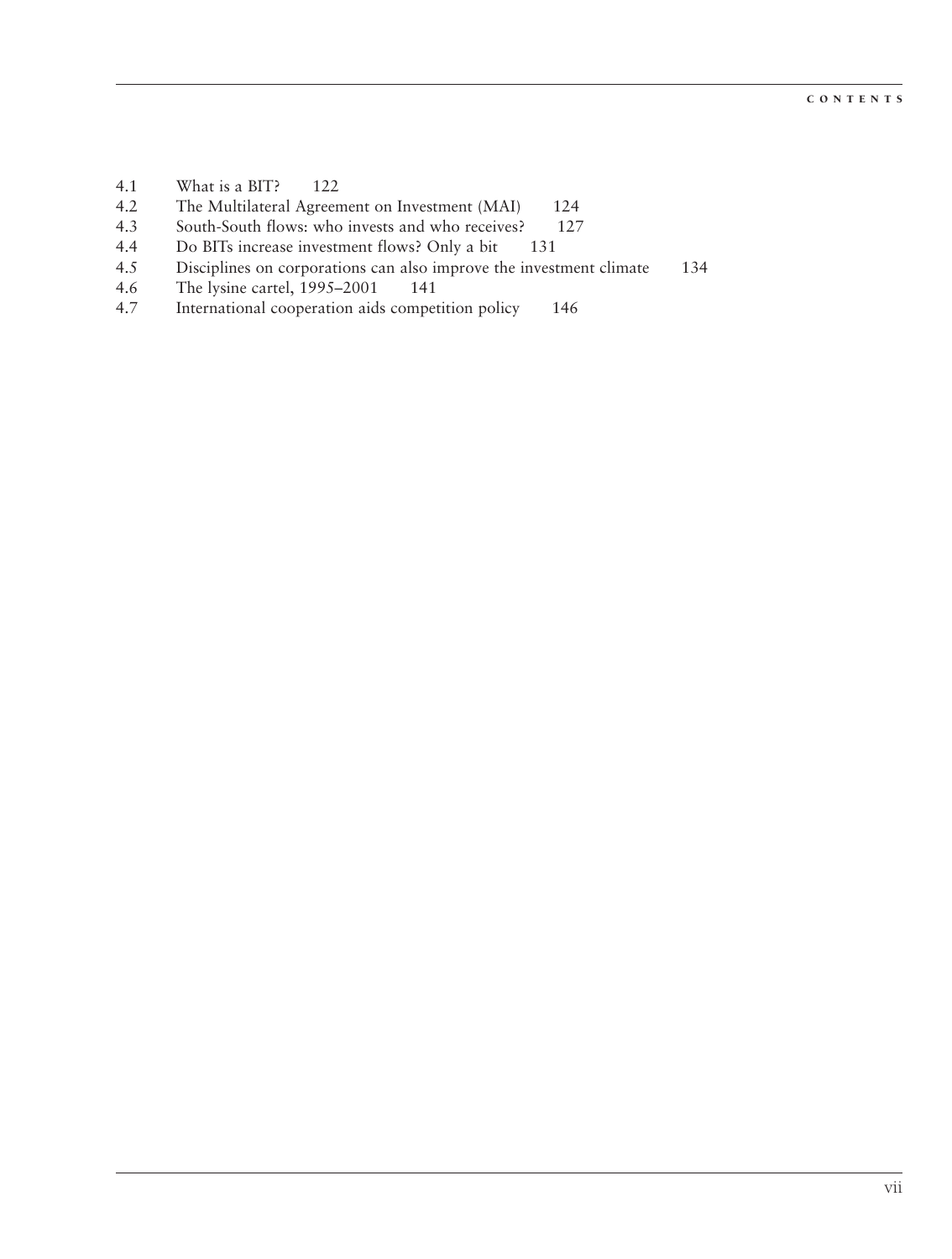4.1 What is a BIT? 122
4.2 The Multilateral Agreement on Investment (MAI) 124
4.3 South-South flows: who invests and who receives? 127
4.4 Do BITs increase investment flows? Only a bit 131
4.5 Disciplines on corporations can also improve the investment climate 134
4.6 The lysine cartel, 1995–2001 141
4.7 International cooperation aids competition policy 146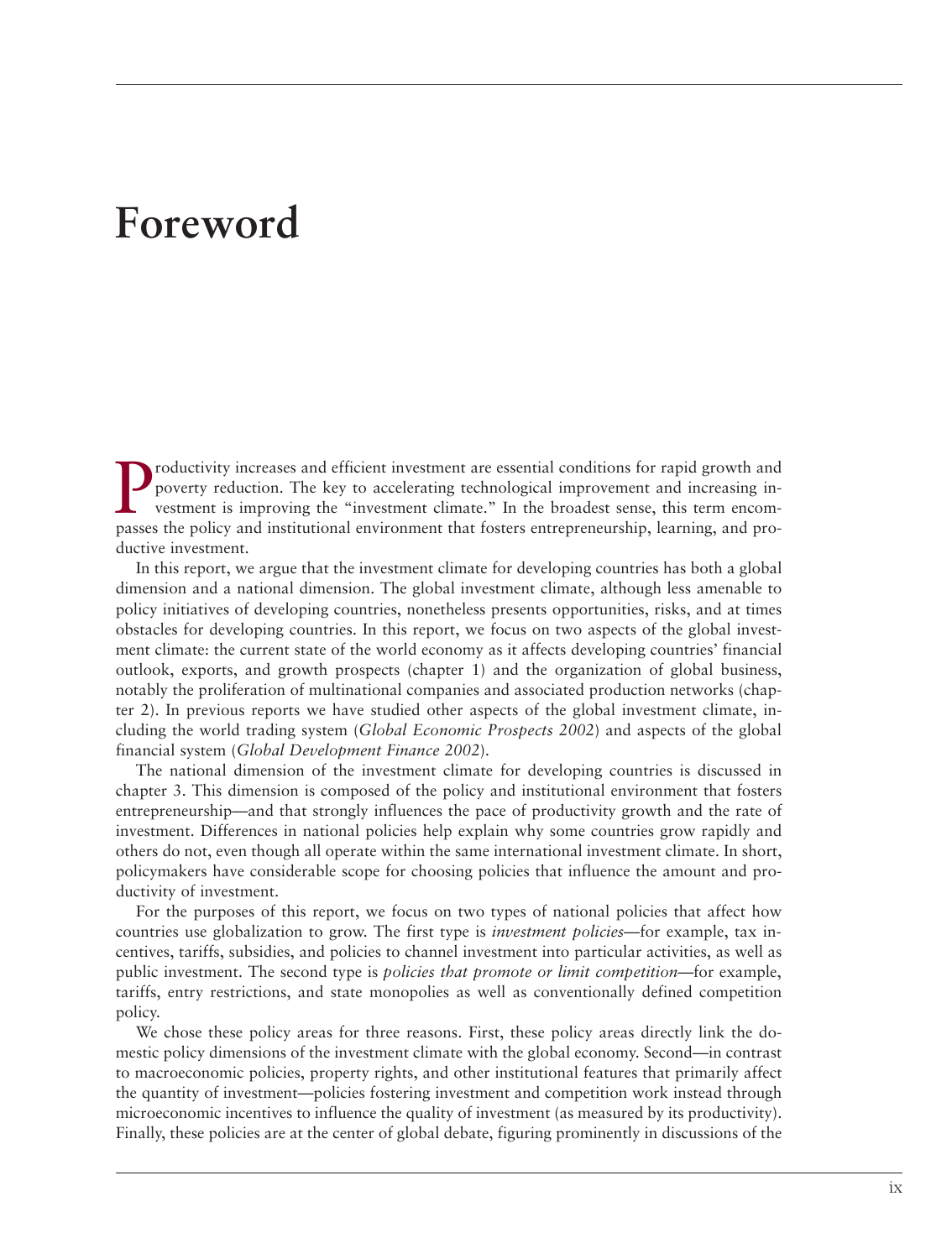# Foreword

Productivity increases and efficient investment are essential conditions for rapid growth and poverty reduction. The key to accelerating technological improvement and increasing investment is improving the "investment climate." In the broadest sense, this term encompasses the policy and institutional environment that fosters entrepreneurship, learning, and productive investment.

In this report, we argue that the investment climate for developing countries has both a global dimension and a national dimension. The global investment climate, although less amenable to policy initiatives of developing countries, nonetheless presents opportunities, risks, and at times obstacles for developing countries. In this report, we focus on two aspects of the global investment climate: the current state of the world economy as it affects developing countries' financial outlook, exports, and growth prospects (chapter 1) and the organization of global business, notably the proliferation of multinational companies and associated production networks (chapter 2). In previous reports we have studied other aspects of the global investment climate, including the world trading system (*Global Economic Prospects 2002*) and aspects of the global financial system (*Global Development Finance 2002*).

The national dimension of the investment climate for developing countries is discussed in chapter 3. This dimension is composed of the policy and institutional environment that fosters entrepreneurship—and that strongly influences the pace of productivity growth and the rate of investment. Differences in national policies help explain why some countries grow rapidly and others do not, even though all operate within the same international investment climate. In short, policymakers have considerable scope for choosing policies that influence the amount and productivity of investment.

For the purposes of this report, we focus on two types of national policies that affect how countries use globalization to grow. The first type is *investment policies*—for example, tax incentives, tariffs, subsidies, and policies to channel investment into particular activities, as well as public investment. The second type is *policies that promote or limit competition*—for example, tariffs, entry restrictions, and state monopolies as well as conventionally defined competition policy.

We chose these policy areas for three reasons. First, these policy areas directly link the domestic policy dimensions of the investment climate with the global economy. Second—in contrast to macroeconomic policies, property rights, and other institutional features that primarily affect the quantity of investment—policies fostering investment and competition work instead through microeconomic incentives to influence the quality of investment (as measured by its productivity). Finally, these policies are at the center of global debate, figuring prominently in discussions of the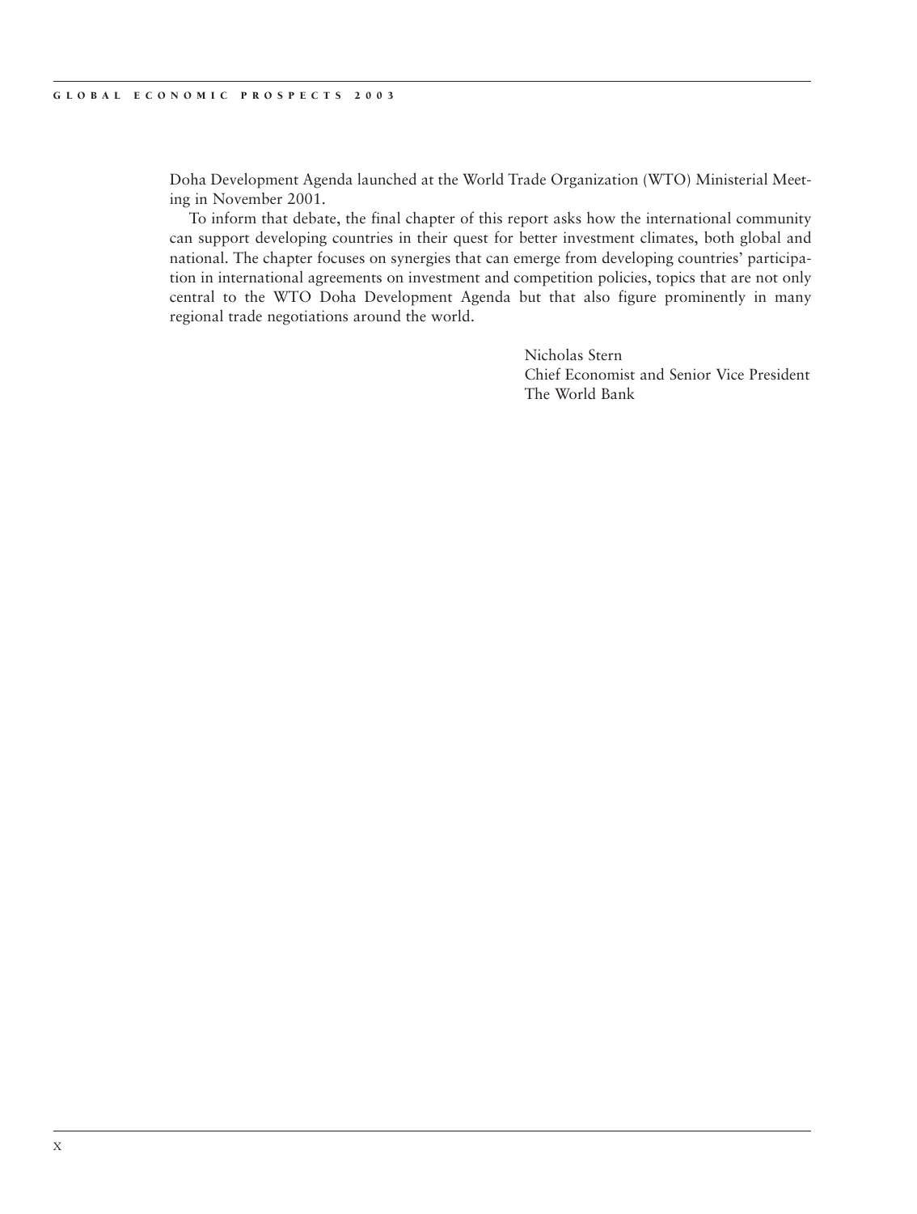Doha Development Agenda launched at the World Trade Organization (WTO) Ministerial Meeting in November 2001.

To inform that debate, the final chapter of this report asks how the international community can support developing countries in their quest for better investment climates, both global and national. The chapter focuses on synergies that can emerge from developing countries' participation in international agreements on investment and competition policies, topics that are not only central to the WTO Doha Development Agenda but that also figure prominently in many regional trade negotiations around the world.

Nicholas Stern
Chief Economist and Senior Vice President
The World Bank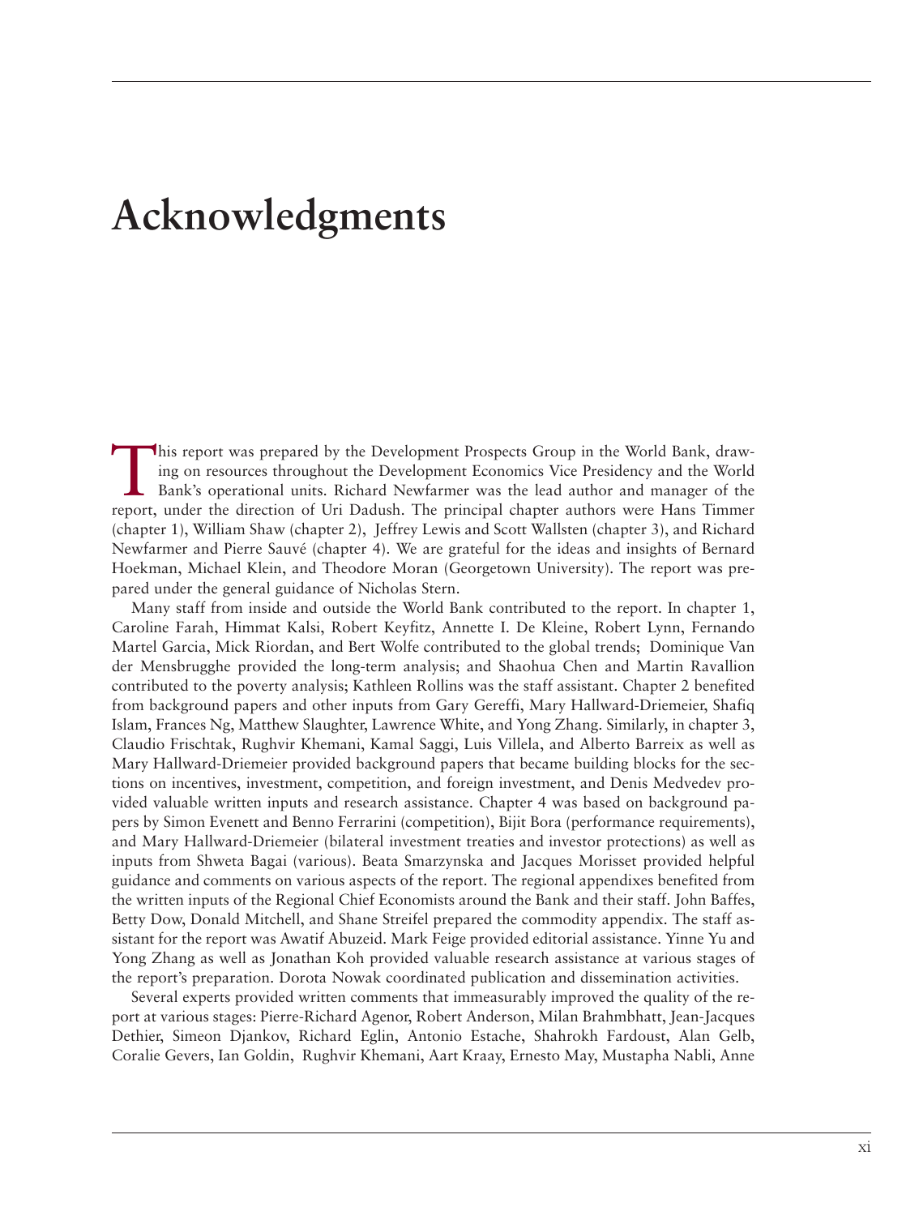# Acknowledgments

This report was prepared by the Development Prospects Group in the World Bank, drawing on resources throughout the Development Economics Vice Presidency and the World Bank's operational units. Richard Newfarmer was the lead author and manager of the report, under the direction of Uri Dadush. The principal chapter authors were Hans Timmer (chapter 1), William Shaw (chapter 2), Jeffrey Lewis and Scott Wallsten (chapter 3), and Richard Newfarmer and Pierre Sauvé (chapter 4). We are grateful for the ideas and insights of Bernard Hoekman, Michael Klein, and Theodore Moran (Georgetown University). The report was prepared under the general guidance of Nicholas Stern.

Many staff from inside and outside the World Bank contributed to the report. In chapter 1, Caroline Farah, Himmat Kalsi, Robert Keyfitz, Annette I. De Kleine, Robert Lynn, Fernando Martel Garcia, Mick Riordan, and Bert Wolfe contributed to the global trends; Dominique Van der Mensbrugghe provided the long-term analysis; and Shaohua Chen and Martin Ravallion contributed to the poverty analysis; Kathleen Rollins was the staff assistant. Chapter 2 benefited from background papers and other inputs from Gary Gereffi, Mary Hallward-Driemeier, Shafiq Islam, Frances Ng, Matthew Slaughter, Lawrence White, and Yong Zhang. Similarly, in chapter 3, Claudio Frischtak, Rughvir Khemani, Kamal Saggi, Luis Villela, and Alberto Barreix as well as Mary Hallward-Driemeier provided background papers that became building blocks for the sections on incentives, investment, competition, and foreign investment, and Denis Medvedev provided valuable written inputs and research assistance. Chapter 4 was based on background papers by Simon Evenett and Benno Ferrarini (competition), Bijit Bora (performance requirements), and Mary Hallward-Driemeier (bilateral investment treaties and investor protections) as well as inputs from Shweta Bagai (various). Beata Smarzynska and Jacques Morisset provided helpful guidance and comments on various aspects of the report. The regional appendixes benefited from the written inputs of the Regional Chief Economists around the Bank and their staff. John Baffes, Betty Dow, Donald Mitchell, and Shane Streifel prepared the commodity appendix. The staff assistant for the report was Awatif Abuzeid. Mark Feige provided editorial assistance. Yinne Yu and Yong Zhang as well as Jonathan Koh provided valuable research assistance at various stages of the report's preparation. Dorota Nowak coordinated publication and dissemination activities.

Several experts provided written comments that immeasurably improved the quality of the report at various stages: Pierre-Richard Agenor, Robert Anderson, Milan Brahmbhatt, Jean-Jacques Dethier, Simeon Djankov, Richard Eglin, Antonio Estache, Shahrokh Fardoust, Alan Gelb, Coralie Gevers, Ian Goldin, Rughvir Khemani, Aart Kraay, Ernesto May, Mustapha Nabli, Anne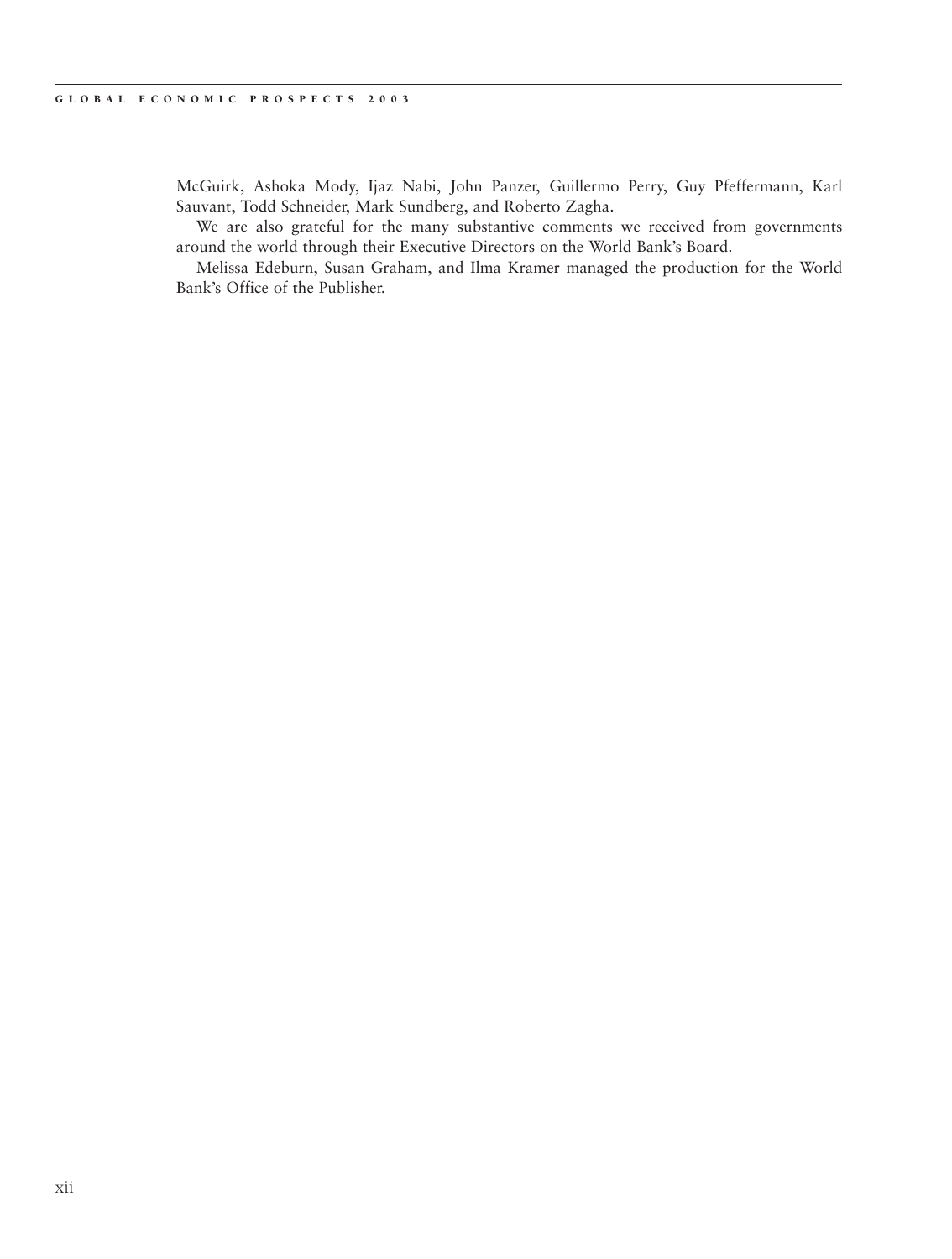McGuirk, Ashoka Mody, Ijaz Nabi, John Panzer, Guillermo Perry, Guy Pfeffermann, Karl Sauvant, Todd Schneider, Mark Sundberg, and Roberto Zagha.

We are also grateful for the many substantive comments we received from governments around the world through their Executive Directors on the World Bank's Board.

Melissa Edeburn, Susan Graham, and Ilma Kramer managed the production for the World Bank's Office of the Publisher.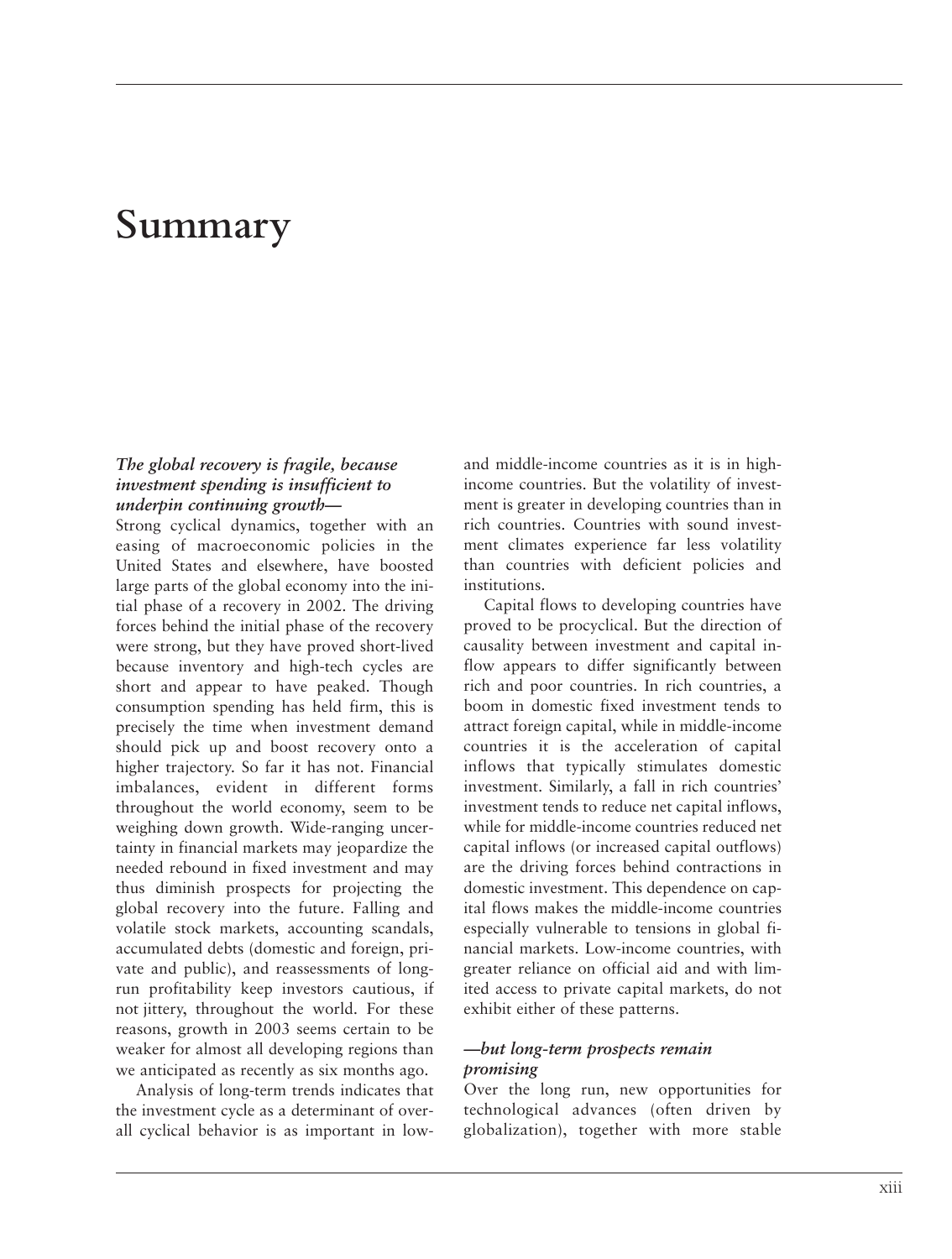# Summary

***The global recovery is fragile, because investment spending is insufficient to underpin continuing growth—***

Strong cyclical dynamics, together with an easing of macroeconomic policies in the United States and elsewhere, have boosted large parts of the global economy into the initial phase of a recovery in 2002. The driving forces behind the initial phase of the recovery were strong, but they have proved short-lived because inventory and high-tech cycles are short and appear to have peaked. Though consumption spending has held firm, this is precisely the time when investment demand should pick up and boost recovery onto a higher trajectory. So far it has not. Financial imbalances, evident in different forms throughout the world economy, seem to be weighing down growth. Wide-ranging uncertainty in financial markets may jeopardize the needed rebound in fixed investment and may thus diminish prospects for projecting the global recovery into the future. Falling and volatile stock markets, accounting scandals, accumulated debts (domestic and foreign, private and public), and reassessments of long-run profitability keep investors cautious, if not jittery, throughout the world. For these reasons, growth in 2003 seems certain to be weaker for almost all developing regions than we anticipated as recently as six months ago.

Analysis of long-term trends indicates that the investment cycle as a determinant of overall cyclical behavior is as important in low- and middle-income countries as it is in high-income countries. But the volatility of investment is greater in developing countries than in rich countries. Countries with sound investment climates experience far less volatility than countries with deficient policies and institutions.

Capital flows to developing countries have proved to be procyclical. But the direction of causality between investment and capital inflow appears to differ significantly between rich and poor countries. In rich countries, a boom in domestic fixed investment tends to attract foreign capital, while in middle-income countries it is the acceleration of capital inflows that typically stimulates domestic investment. Similarly, a fall in rich countries' investment tends to reduce net capital inflows, while for middle-income countries reduced net capital inflows (or increased capital outflows) are the driving forces behind contractions in domestic investment. This dependence on capital flows makes the middle-income countries especially vulnerable to tensions in global financial markets. Low-income countries, with greater reliance on official aid and with limited access to private capital markets, do not exhibit either of these patterns.

***—but long-term prospects remain promising***

Over the long run, new opportunities for technological advances (often driven by globalization), together with more stable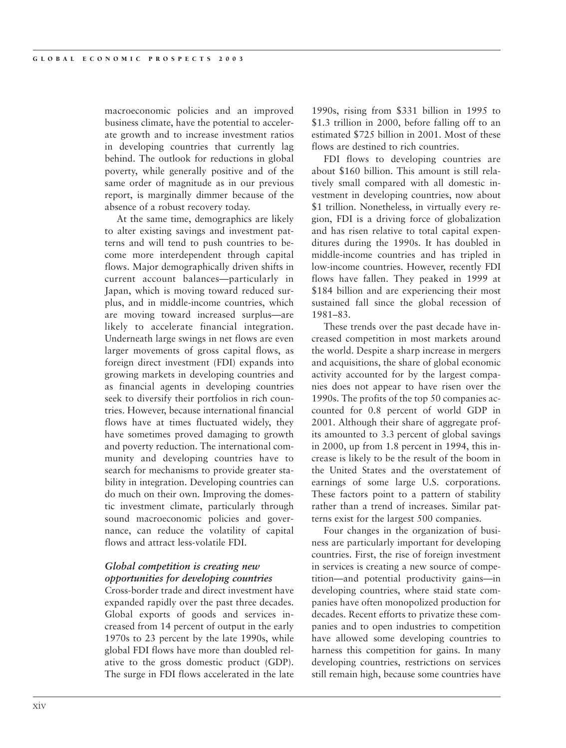macroeconomic policies and an improved business climate, have the potential to accelerate growth and to increase investment ratios in developing countries that currently lag behind. The outlook for reductions in global poverty, while generally positive and of the same order of magnitude as in our previous report, is marginally dimmer because of the absence of a robust recovery today.

At the same time, demographics are likely to alter existing savings and investment patterns and will tend to push countries to become more interdependent through capital flows. Major demographically driven shifts in current account balances—particularly in Japan, which is moving toward reduced surplus, and in middle-income countries, which are moving toward increased surplus—are likely to accelerate financial integration. Underneath large swings in net flows are even larger movements of gross capital flows, as foreign direct investment (FDI) expands into growing markets in developing countries and as financial agents in developing countries seek to diversify their portfolios in rich countries. However, because international financial flows have at times fluctuated widely, they have sometimes proved damaging to growth and poverty reduction. The international community and developing countries have to search for mechanisms to provide greater stability in integration. Developing countries can do much on their own. Improving the domestic investment climate, particularly through sound macroeconomic policies and governance, can reduce the volatility of capital flows and attract less-volatile FDI.

### *Global competition is creating new opportunities for developing countries*

Cross-border trade and direct investment have expanded rapidly over the past three decades. Global exports of goods and services increased from 14 percent of output in the early 1970s to 23 percent by the late 1990s, while global FDI flows have more than doubled relative to the gross domestic product (GDP). The surge in FDI flows accelerated in the late 1990s, rising from $331 billion in 1995 to $1.3 trillion in 2000, before falling off to an estimated $725 billion in 2001. Most of these flows are destined to rich countries.

FDI flows to developing countries are about $160 billion. This amount is still relatively small compared with all domestic investment in developing countries, now about $1 trillion. Nonetheless, in virtually every region, FDI is a driving force of globalization and has risen relative to total capital expenditures during the 1990s. It has doubled in middle-income countries and has tripled in low-income countries. However, recently FDI flows have fallen. They peaked in 1999 at $184 billion and are experiencing their most sustained fall since the global recession of 1981–83.

These trends over the past decade have increased competition in most markets around the world. Despite a sharp increase in mergers and acquisitions, the share of global economic activity accounted for by the largest companies does not appear to have risen over the 1990s. The profits of the top 50 companies accounted for 0.8 percent of world GDP in 2001. Although their share of aggregate profits amounted to 3.3 percent of global savings in 2000, up from 1.8 percent in 1994, this increase is likely to be the result of the boom in the United States and the overstatement of earnings of some large U.S. corporations. These factors point to a pattern of stability rather than a trend of increases. Similar patterns exist for the largest 500 companies.

Four changes in the organization of business are particularly important for developing countries. First, the rise of foreign investment in services is creating a new source of competition—and potential productivity gains—in developing countries, where staid state companies have often monopolized production for decades. Recent efforts to privatize these companies and to open industries to competition have allowed some developing countries to harness this competition for gains. In many developing countries, restrictions on services still remain high, because some countries have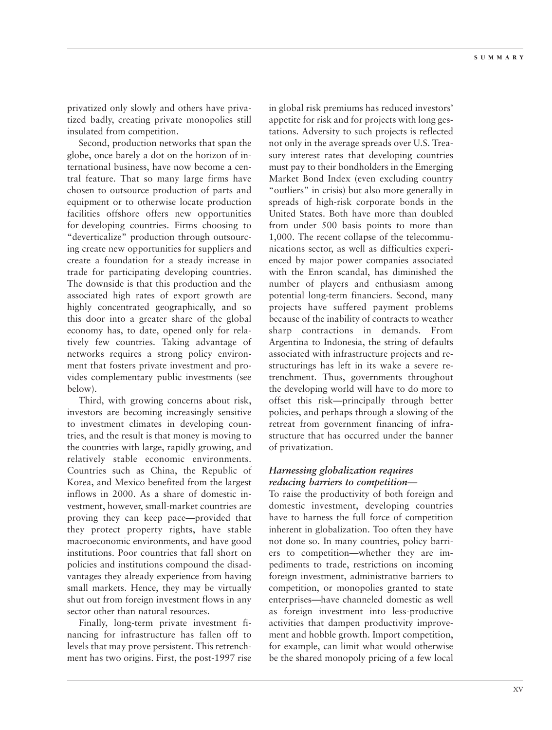privatized only slowly and others have privatized badly, creating private monopolies still insulated from competition.

Second, production networks that span the globe, once barely a dot on the horizon of international business, have now become a central feature. That so many large firms have chosen to outsource production of parts and equipment or to otherwise locate production facilities offshore offers new opportunities for developing countries. Firms choosing to "deverticalize" production through outsourcing create new opportunities for suppliers and create a foundation for a steady increase in trade for participating developing countries. The downside is that this production and the associated high rates of export growth are highly concentrated geographically, and so this door into a greater share of the global economy has, to date, opened only for relatively few countries. Taking advantage of networks requires a strong policy environment that fosters private investment and provides complementary public investments (see below).

Third, with growing concerns about risk, investors are becoming increasingly sensitive to investment climates in developing countries, and the result is that money is moving to the countries with large, rapidly growing, and relatively stable economic environments. Countries such as China, the Republic of Korea, and Mexico benefited from the largest inflows in 2000. As a share of domestic investment, however, small-market countries are proving they can keep pace—provided that they protect property rights, have stable macroeconomic environments, and have good institutions. Poor countries that fall short on policies and institutions compound the disadvantages they already experience from having small markets. Hence, they may be virtually shut out from foreign investment flows in any sector other than natural resources.

Finally, long-term private investment financing for infrastructure has fallen off to levels that may prove persistent. This retrenchment has two origins. First, the post-1997 rise in global risk premiums has reduced investors' appetite for risk and for projects with long gestations. Adversity to such projects is reflected not only in the average spreads over U.S. Treasury interest rates that developing countries must pay to their bondholders in the Emerging Market Bond Index (even excluding country "outliers" in crisis) but also more generally in spreads of high-risk corporate bonds in the United States. Both have more than doubled from under 500 basis points to more than 1,000. The recent collapse of the telecommunications sector, as well as difficulties experienced by major power companies associated with the Enron scandal, has diminished the number of players and enthusiasm among potential long-term financiers. Second, many projects have suffered payment problems because of the inability of contracts to weather sharp contractions in demands. From Argentina to Indonesia, the string of defaults associated with infrastructure projects and restructurings has left in its wake a severe retrenchment. Thus, governments throughout the developing world will have to do more to offset this risk—principally through better policies, and perhaps through a slowing of the retreat from government financing of infrastructure that has occurred under the banner of privatization.

### *Harnessing globalization requires reducing barriers to competition—*

To raise the productivity of both foreign and domestic investment, developing countries have to harness the full force of competition inherent in globalization. Too often they have not done so. In many countries, policy barriers to competition—whether they are impediments to trade, restrictions on incoming foreign investment, administrative barriers to competition, or monopolies granted to state enterprises—have channeled domestic as well as foreign investment into less-productive activities that dampen productivity improvement and hobble growth. Import competition, for example, can limit what would otherwise be the shared monopoly pricing of a few local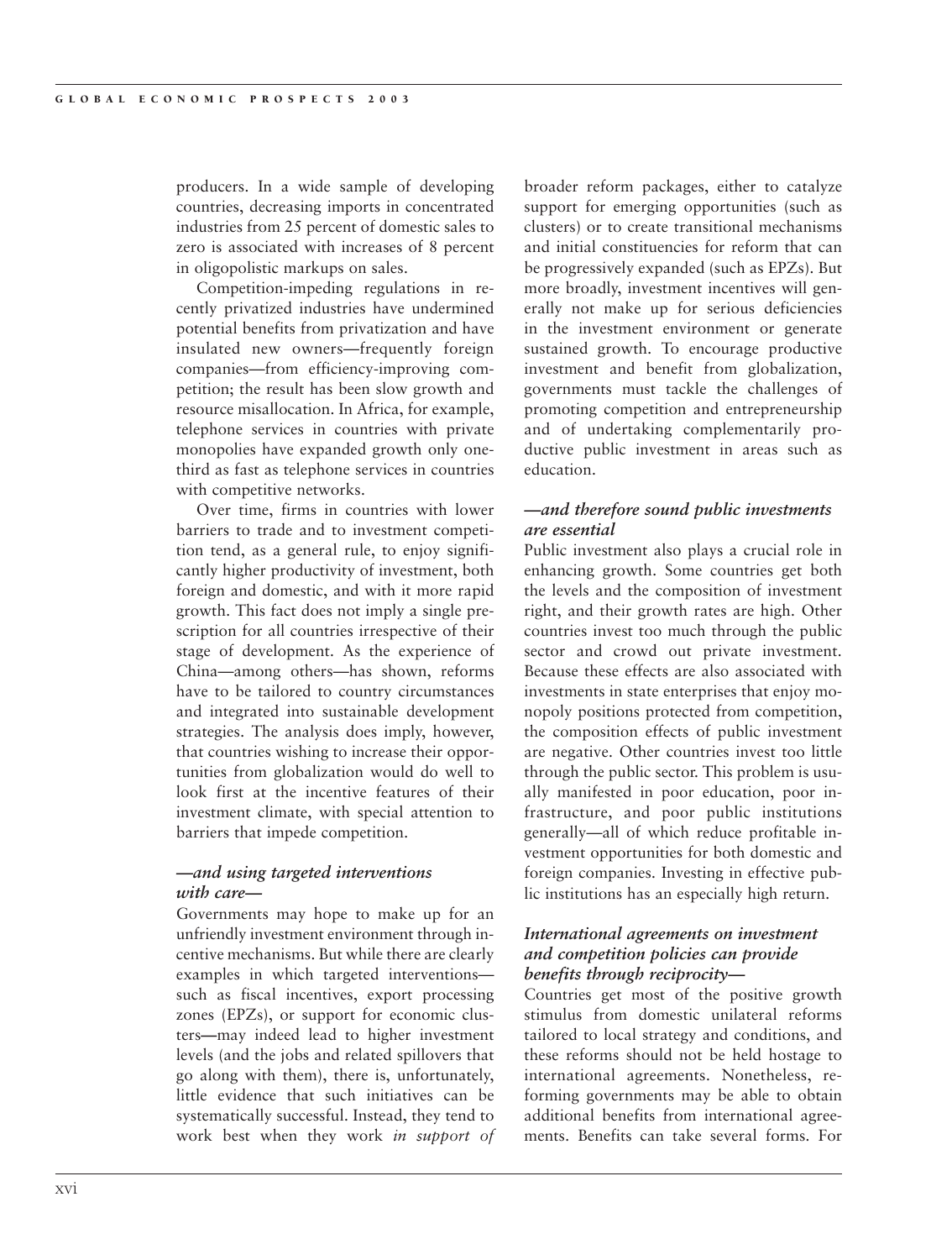producers. In a wide sample of developing countries, decreasing imports in concentrated industries from 25 percent of domestic sales to zero is associated with increases of 8 percent in oligopolistic markups on sales.

Competition-impeding regulations in recently privatized industries have undermined potential benefits from privatization and have insulated new owners—frequently foreign companies—from efficiency-improving competition; the result has been slow growth and resource misallocation. In Africa, for example, telephone services in countries with private monopolies have expanded growth only one-third as fast as telephone services in countries with competitive networks.

Over time, firms in countries with lower barriers to trade and to investment competition tend, as a general rule, to enjoy significantly higher productivity of investment, both foreign and domestic, and with it more rapid growth. This fact does not imply a single prescription for all countries irrespective of their stage of development. As the experience of China—among others—has shown, reforms have to be tailored to country circumstances and integrated into sustainable development strategies. The analysis does imply, however, that countries wishing to increase their opportunities from globalization would do well to look first at the incentive features of their investment climate, with special attention to barriers that impede competition.

### *—and using targeted interventions with care—*

Governments may hope to make up for an unfriendly investment environment through incentive mechanisms. But while there are clearly examples in which targeted interventions—such as fiscal incentives, export processing zones (EPZs), or support for economic clusters—may indeed lead to higher investment levels (and the jobs and related spillovers that go along with them), there is, unfortunately, little evidence that such initiatives can be systematically successful. Instead, they tend to work best when they work *in support of* broader reform packages, either to catalyze support for emerging opportunities (such as clusters) or to create transitional mechanisms and initial constituencies for reform that can be progressively expanded (such as EPZs). But more broadly, investment incentives will generally not make up for serious deficiencies in the investment environment or generate sustained growth. To encourage productive investment and benefit from globalization, governments must tackle the challenges of promoting competition and entrepreneurship and of undertaking complementarily productive public investment in areas such as education.

### *—and therefore sound public investments are essential*

Public investment also plays a crucial role in enhancing growth. Some countries get both the levels and the composition of investment right, and their growth rates are high. Other countries invest too much through the public sector and crowd out private investment. Because these effects are also associated with investments in state enterprises that enjoy monopoly positions protected from competition, the composition effects of public investment are negative. Other countries invest too little through the public sector. This problem is usually manifested in poor education, poor infrastructure, and poor public institutions generally—all of which reduce profitable investment opportunities for both domestic and foreign companies. Investing in effective public institutions has an especially high return.

### *International agreements on investment and competition policies can provide benefits through reciprocity—*

Countries get most of the positive growth stimulus from domestic unilateral reforms tailored to local strategy and conditions, and these reforms should not be held hostage to international agreements. Nonetheless, reforming governments may be able to obtain additional benefits from international agreements. Benefits can take several forms. For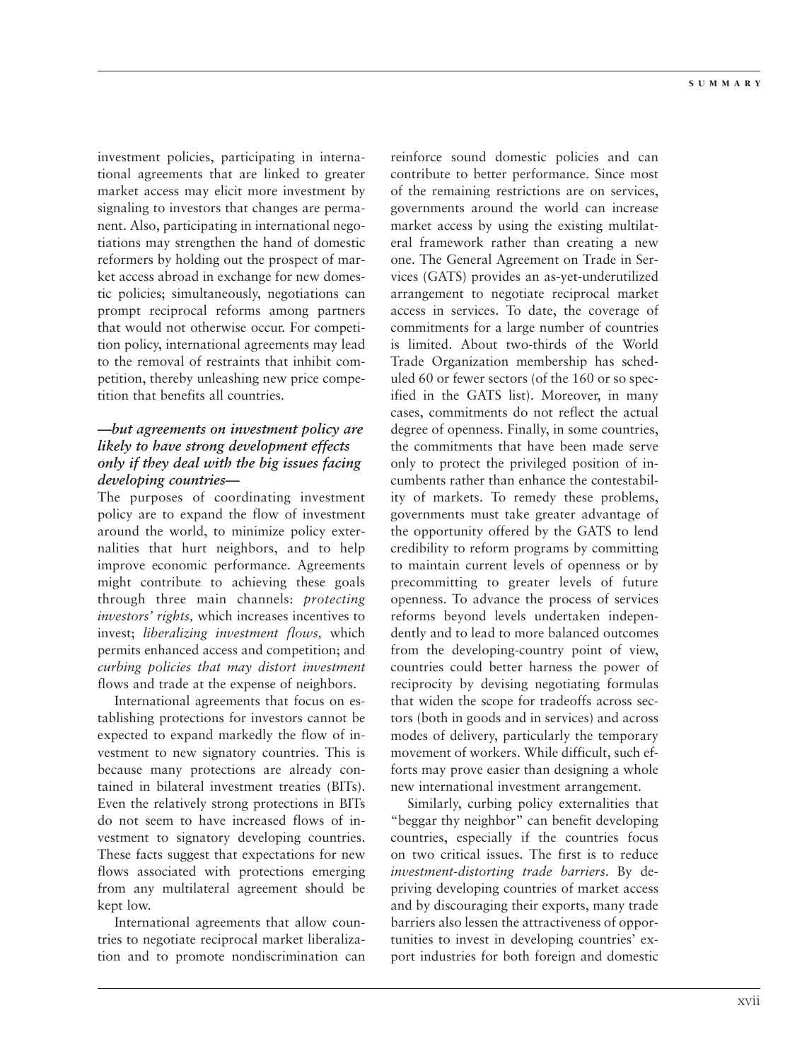investment policies, participating in international agreements that are linked to greater market access may elicit more investment by signaling to investors that changes are permanent. Also, participating in international negotiations may strengthen the hand of domestic reformers by holding out the prospect of market access abroad in exchange for new domestic policies; simultaneously, negotiations can prompt reciprocal reforms among partners that would not otherwise occur. For competition policy, international agreements may lead to the removal of restraints that inhibit competition, thereby unleashing new price competition that benefits all countries.

### *—but agreements on investment policy are likely to have strong development effects only if they deal with the big issues facing developing countries—*

The purposes of coordinating investment policy are to expand the flow of investment around the world, to minimize policy externalities that hurt neighbors, and to help improve economic performance. Agreements might contribute to achieving these goals through three main channels: *protecting investors' rights,* which increases incentives to invest; *liberalizing investment flows,* which permits enhanced access and competition; and *curbing policies that may distort investment* flows and trade at the expense of neighbors.

International agreements that focus on establishing protections for investors cannot be expected to expand markedly the flow of investment to new signatory countries. This is because many protections are already contained in bilateral investment treaties (BITs). Even the relatively strong protections in BITs do not seem to have increased flows of investment to signatory developing countries. These facts suggest that expectations for new flows associated with protections emerging from any multilateral agreement should be kept low.

International agreements that allow countries to negotiate reciprocal market liberalization and to promote nondiscrimination can reinforce sound domestic policies and can contribute to better performance. Since most of the remaining restrictions are on services, governments around the world can increase market access by using the existing multilateral framework rather than creating a new one. The General Agreement on Trade in Services (GATS) provides an as-yet-underutilized arrangement to negotiate reciprocal market access in services. To date, the coverage of commitments for a large number of countries is limited. About two-thirds of the World Trade Organization membership has scheduled 60 or fewer sectors (of the 160 or so specified in the GATS list). Moreover, in many cases, commitments do not reflect the actual degree of openness. Finally, in some countries, the commitments that have been made serve only to protect the privileged position of incumbents rather than enhance the contestability of markets. To remedy these problems, governments must take greater advantage of the opportunity offered by the GATS to lend credibility to reform programs by committing to maintain current levels of openness or by precommitting to greater levels of future openness. To advance the process of services reforms beyond levels undertaken independently and to lead to more balanced outcomes from the developing-country point of view, countries could better harness the power of reciprocity by devising negotiating formulas that widen the scope for tradeoffs across sectors (both in goods and in services) and across modes of delivery, particularly the temporary movement of workers. While difficult, such efforts may prove easier than designing a whole new international investment arrangement.

Similarly, curbing policy externalities that "beggar thy neighbor" can benefit developing countries, especially if the countries focus on two critical issues. The first is to reduce *investment-distorting trade barriers*. By depriving developing countries of market access and by discouraging their exports, many trade barriers also lessen the attractiveness of opportunities to invest in developing countries' export industries for both foreign and domestic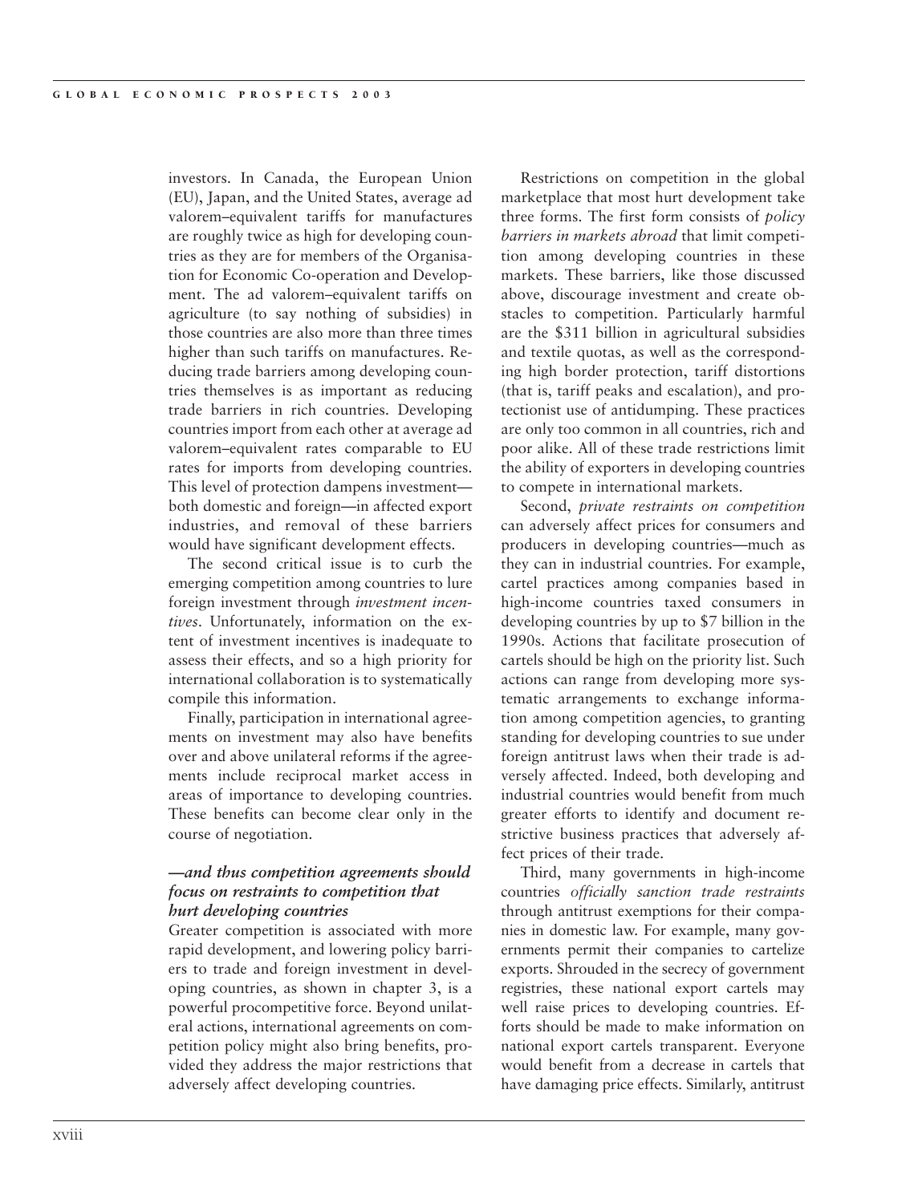investors. In Canada, the European Union (EU), Japan, and the United States, average ad valorem–equivalent tariffs for manufactures are roughly twice as high for developing countries as they are for members of the Organisation for Economic Co-operation and Development. The ad valorem–equivalent tariffs on agriculture (to say nothing of subsidies) in those countries are also more than three times higher than such tariffs on manufactures. Reducing trade barriers among developing countries themselves is as important as reducing trade barriers in rich countries. Developing countries import from each other at average ad valorem–equivalent rates comparable to EU rates for imports from developing countries. This level of protection dampens investment—both domestic and foreign—in affected export industries, and removal of these barriers would have significant development effects.

The second critical issue is to curb the emerging competition among countries to lure foreign investment through *investment incentives*. Unfortunately, information on the extent of investment incentives is inadequate to assess their effects, and so a high priority for international collaboration is to systematically compile this information.

Finally, participation in international agreements on investment may also have benefits over and above unilateral reforms if the agreements include reciprocal market access in areas of importance to developing countries. These benefits can become clear only in the course of negotiation.

### *—and thus competition agreements should focus on restraints to competition that hurt developing countries*

Greater competition is associated with more rapid development, and lowering policy barriers to trade and foreign investment in developing countries, as shown in chapter 3, is a powerful procompetitive force. Beyond unilateral actions, international agreements on competition policy might also bring benefits, provided they address the major restrictions that adversely affect developing countries.

Restrictions on competition in the global marketplace that most hurt development take three forms. The first form consists of *policy barriers in markets abroad* that limit competition among developing countries in these markets. These barriers, like those discussed above, discourage investment and create obstacles to competition. Particularly harmful are the $311 billion in agricultural subsidies and textile quotas, as well as the corresponding high border protection, tariff distortions (that is, tariff peaks and escalation), and protectionist use of antidumping. These practices are only too common in all countries, rich and poor alike. All of these trade restrictions limit the ability of exporters in developing countries to compete in international markets.

Second, *private restraints on competition* can adversely affect prices for consumers and producers in developing countries—much as they can in industrial countries. For example, cartel practices among companies based in high-income countries taxed consumers in developing countries by up to $7 billion in the 1990s. Actions that facilitate prosecution of cartels should be high on the priority list. Such actions can range from developing more systematic arrangements to exchange information among competition agencies, to granting standing for developing countries to sue under foreign antitrust laws when their trade is adversely affected. Indeed, both developing and industrial countries would benefit from much greater efforts to identify and document restrictive business practices that adversely affect prices of their trade.

Third, many governments in high-income countries *officially sanction trade restraints* through antitrust exemptions for their companies in domestic law. For example, many governments permit their companies to cartelize exports. Shrouded in the secrecy of government registries, these national export cartels may well raise prices to developing countries. Efforts should be made to make information on national export cartels transparent. Everyone would benefit from a decrease in cartels that have damaging price effects. Similarly, antitrust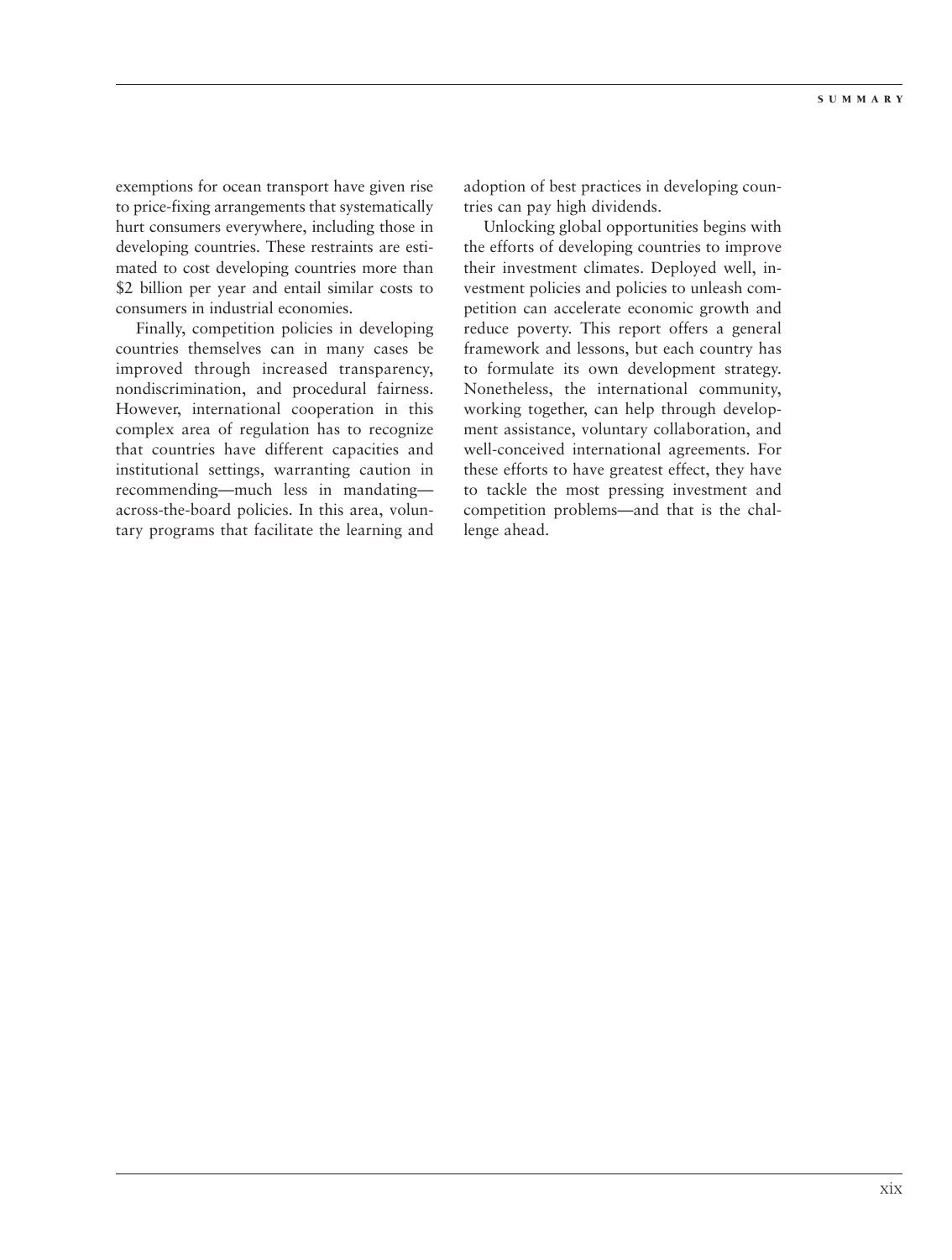exemptions for ocean transport have given rise to price-fixing arrangements that systematically hurt consumers everywhere, including those in developing countries. These restraints are estimated to cost developing countries more than $2 billion per year and entail similar costs to consumers in industrial economies.

Finally, competition policies in developing countries themselves can in many cases be improved through increased transparency, nondiscrimination, and procedural fairness. However, international cooperation in this complex area of regulation has to recognize that countries have different capacities and institutional settings, warranting caution in recommending—much less in mandating—across-the-board policies. In this area, voluntary programs that facilitate the learning and adoption of best practices in developing countries can pay high dividends.

Unlocking global opportunities begins with the efforts of developing countries to improve their investment climates. Deployed well, investment policies and policies to unleash competition can accelerate economic growth and reduce poverty. This report offers a general framework and lessons, but each country has to formulate its own development strategy. Nonetheless, the international community, working together, can help through development assistance, voluntary collaboration, and well-conceived international agreements. For these efforts to have greatest effect, they have to tackle the most pressing investment and competition problems—and that is the challenge ahead.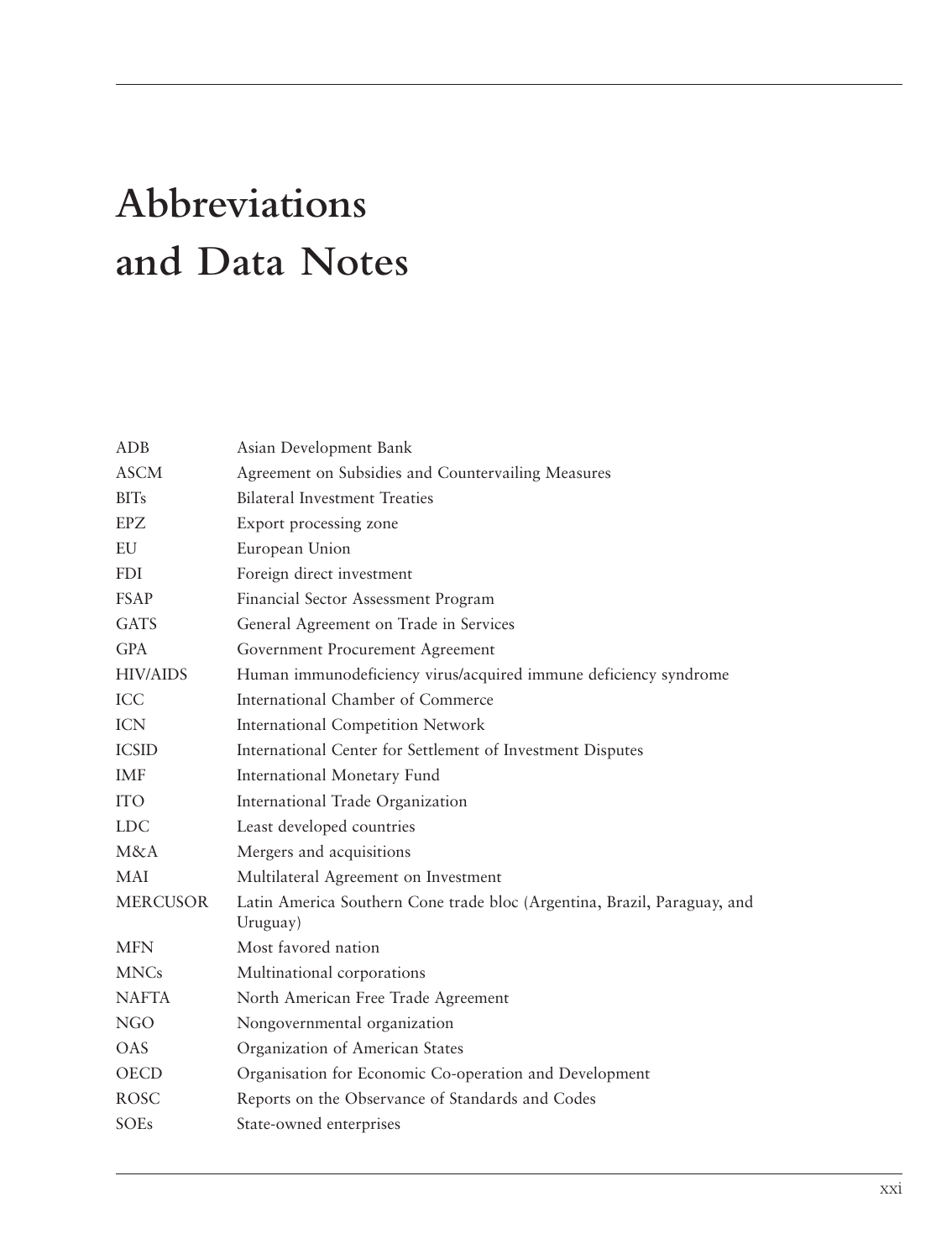# Abbreviations and Data Notes

| | |
|---|---|
| ADB | Asian Development Bank |
| ASCM | Agreement on Subsidies and Countervailing Measures |
| BITs | Bilateral Investment Treaties |
| EPZ | Export processing zone |
| EU | European Union |
| FDI | Foreign direct investment |
| FSAP | Financial Sector Assessment Program |
| GATS | General Agreement on Trade in Services |
| GPA | Government Procurement Agreement |
| HIV/AIDS | Human immunodeficiency virus/acquired immune deficiency syndrome |
| ICC | International Chamber of Commerce |
| ICN | International Competition Network |
| ICSID | International Center for Settlement of Investment Disputes |
| IMF | International Monetary Fund |
| ITO | International Trade Organization |
| LDC | Least developed countries |
| M&A | Mergers and acquisitions |
| MAI | Multilateral Agreement on Investment |
| MERCUSOR | Latin America Southern Cone trade bloc (Argentina, Brazil, Paraguay, and Uruguay) |
| MFN | Most favored nation |
| MNCs | Multinational corporations |
| NAFTA | North American Free Trade Agreement |
| NGO | Nongovernmental organization |
| OAS | Organization of American States |
| OECD | Organisation for Economic Co-operation and Development |
| ROSC | Reports on the Observance of Standards and Codes |
| SOEs | State-owned enterprises |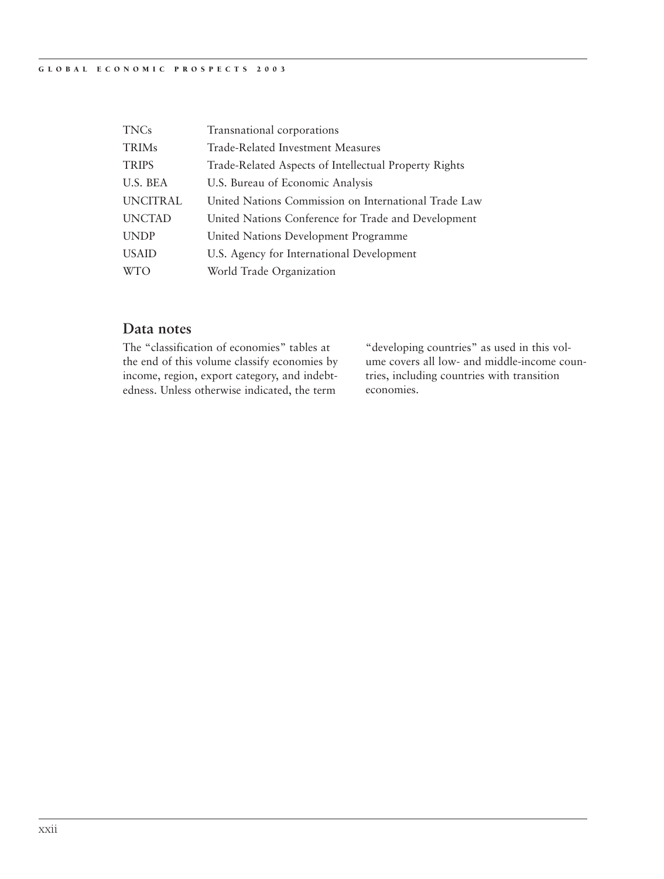| | |
|---|---|
| TNCs | Transnational corporations |
| TRIMs | Trade-Related Investment Measures |
| TRIPS | Trade-Related Aspects of Intellectual Property Rights |
| U.S. BEA | U.S. Bureau of Economic Analysis |
| UNCITRAL | United Nations Commission on International Trade Law |
| UNCTAD | United Nations Conference for Trade and Development |
| UNDP | United Nations Development Programme |
| USAID | U.S. Agency for International Development |
| WTO | World Trade Organization |

## Data notes

The "classification of economies" tables at the end of this volume classify economies by income, region, export category, and indebtedness. Unless otherwise indicated, the term "developing countries" as used in this volume covers all low- and middle-income countries, including countries with transition economies.